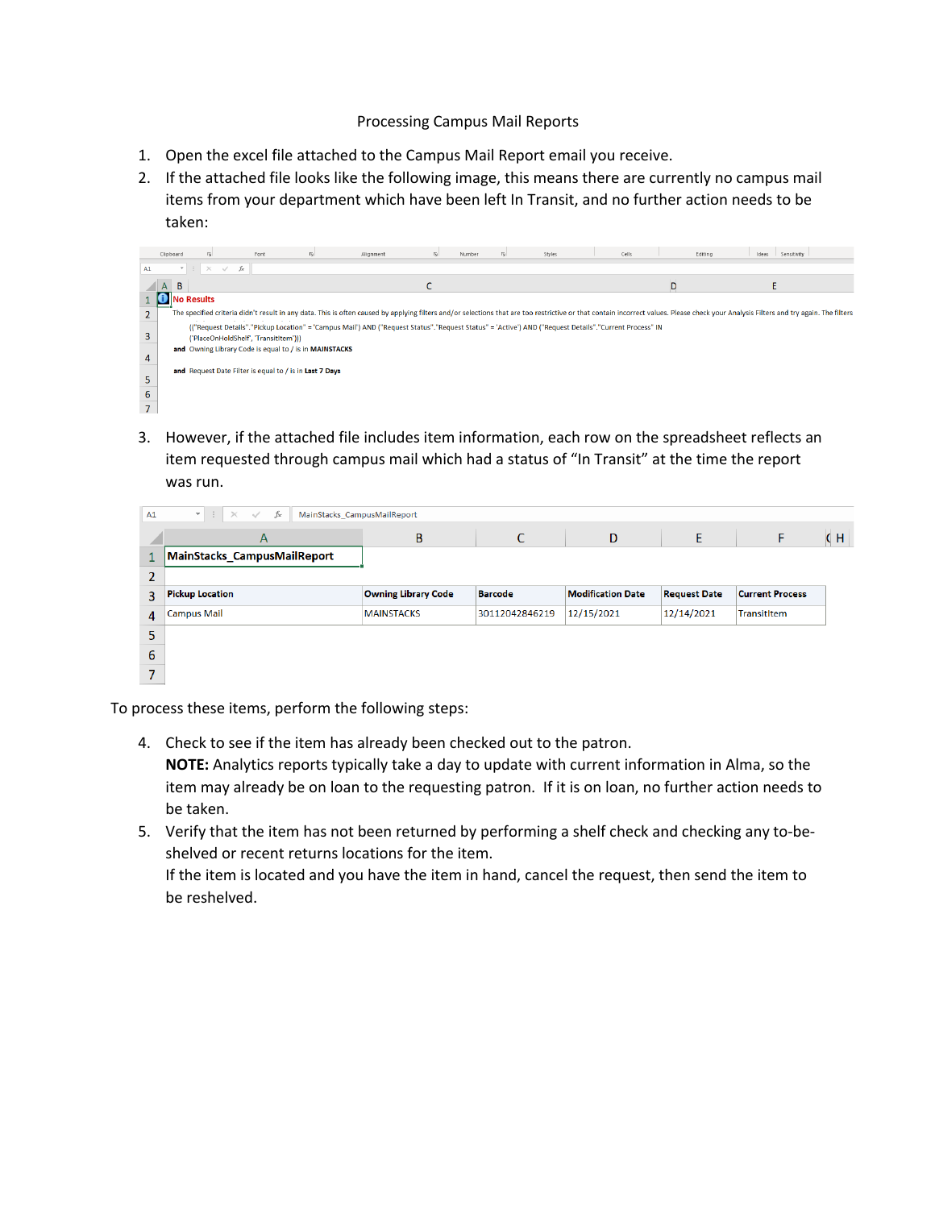Processing Campus Mail Reports

1. Open the excel file attached to the Campus Mail Report email you receive.
2. If the attached file looks like the following image, this means there are currently no campus mail items from your department which have been left In Transit, and no further action needs to be taken:

No Results

The specified criteria didn't result in any data. This is often caused by applying filters and/or selections that are too restrictive or that contain incorrect values. Please check your Analysis Filters and try again. The filters

(("Request Details"."Pickup Location" = 'Campus Mail') AND ("Request Status"."Request Status" = 'Active') AND ("Request Details"."Current Process" IN ('PlaceOnHoldShelf', 'TransitItem')))

and Owning Library Code is equal to / is in MAINSTACKS

and Request Date Filter is equal to / is in Last 7 Days

3. However, if the attached file includes item information, each row on the spreadsheet reflects an item requested through campus mail which had a status of "In Transit" at the time the report was run.

MainStacks_CampusMailReport

| Pickup Location | Owning Library Code | Barcode | Modification Date | Request Date | Current Process |
|---|---|---|---|---|---|
| Campus Mail | MAINSTACKS | 30112042846219 | 12/15/2021 | 12/14/2021 | TransitItem |

To process these items, perform the following steps:

4. Check to see if the item has already been checked out to the patron.
   **NOTE:** Analytics reports typically take a day to update with current information in Alma, so the item may already be on loan to the requesting patron. If it is on loan, no further action needs to be taken.
5. Verify that the item has not been returned by performing a shelf check and checking any to-be-shelved or recent returns locations for the item.
   If the item is located and you have the item in hand, cancel the request, then send the item to be reshelved.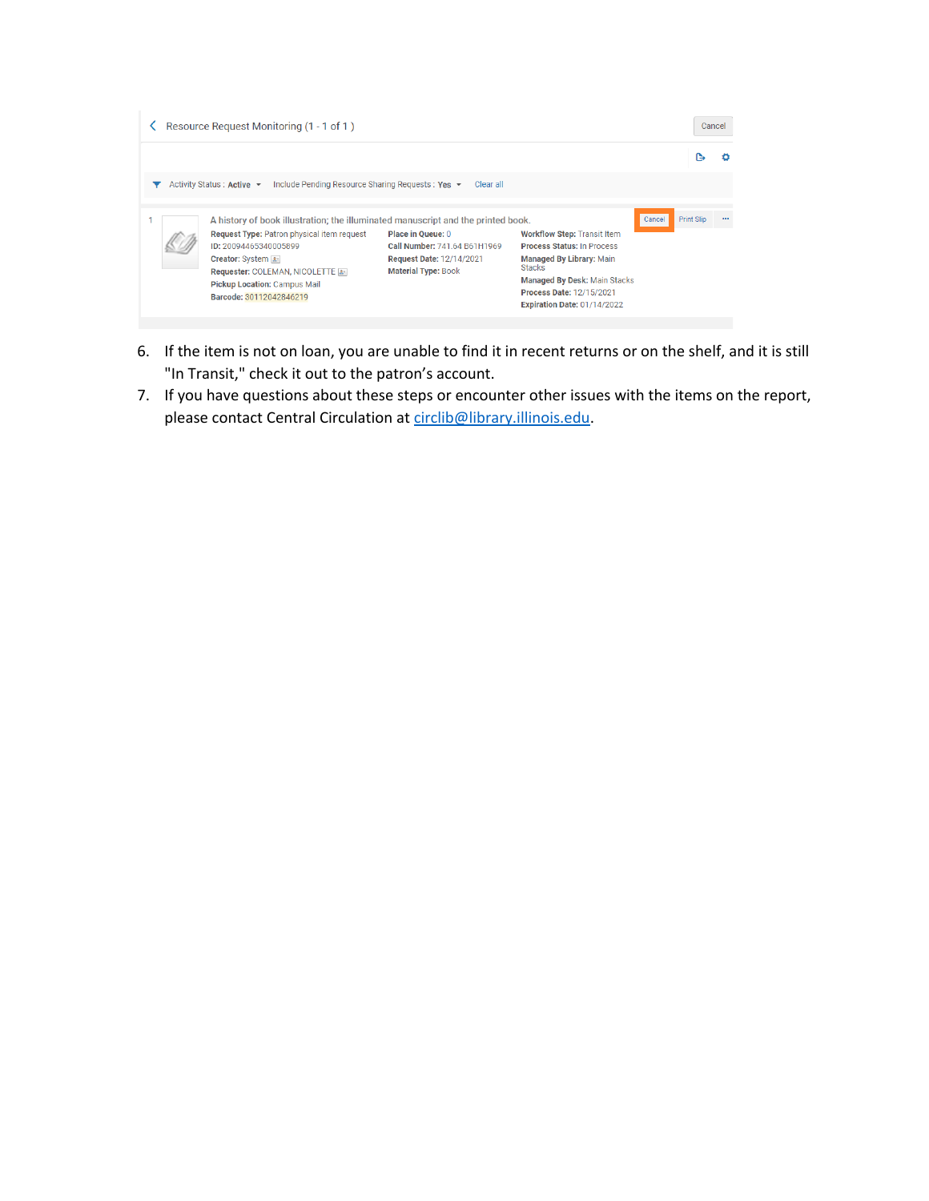Resource Request Monitoring (1 - 1 of 1 )

Cancel

Activity Status : Active   Include Pending Resource Sharing Requests : Yes   Clear all

1   A history of book illustration; the illuminated manuscript and the printed book.   Cancel   Print Slip   ···

**Request Type:** Patron physical item request
**ID:** 20094465340005899
**Creator:** System
**Requester:** COLEMAN, NICOLETTE
**Pickup Location:** Campus Mail
**Barcode:** 30112042846219

**Place in Queue:** 0
**Call Number:** 741.64 B61H1969
**Request Date:** 12/14/2021
**Material Type:** Book

**Workflow Step:** Transit Item
**Process Status:** In Process
**Managed By Library:** Main Stacks
**Managed By Desk:** Main Stacks
**Process Date:** 12/15/2021
**Expiration Date:** 01/14/2022

6. If the item is not on loan, you are unable to find it in recent returns or on the shelf, and it is still "In Transit," check it out to the patron's account.
7. If you have questions about these steps or encounter other issues with the items on the report, please contact Central Circulation at circlib@library.illinois.edu.